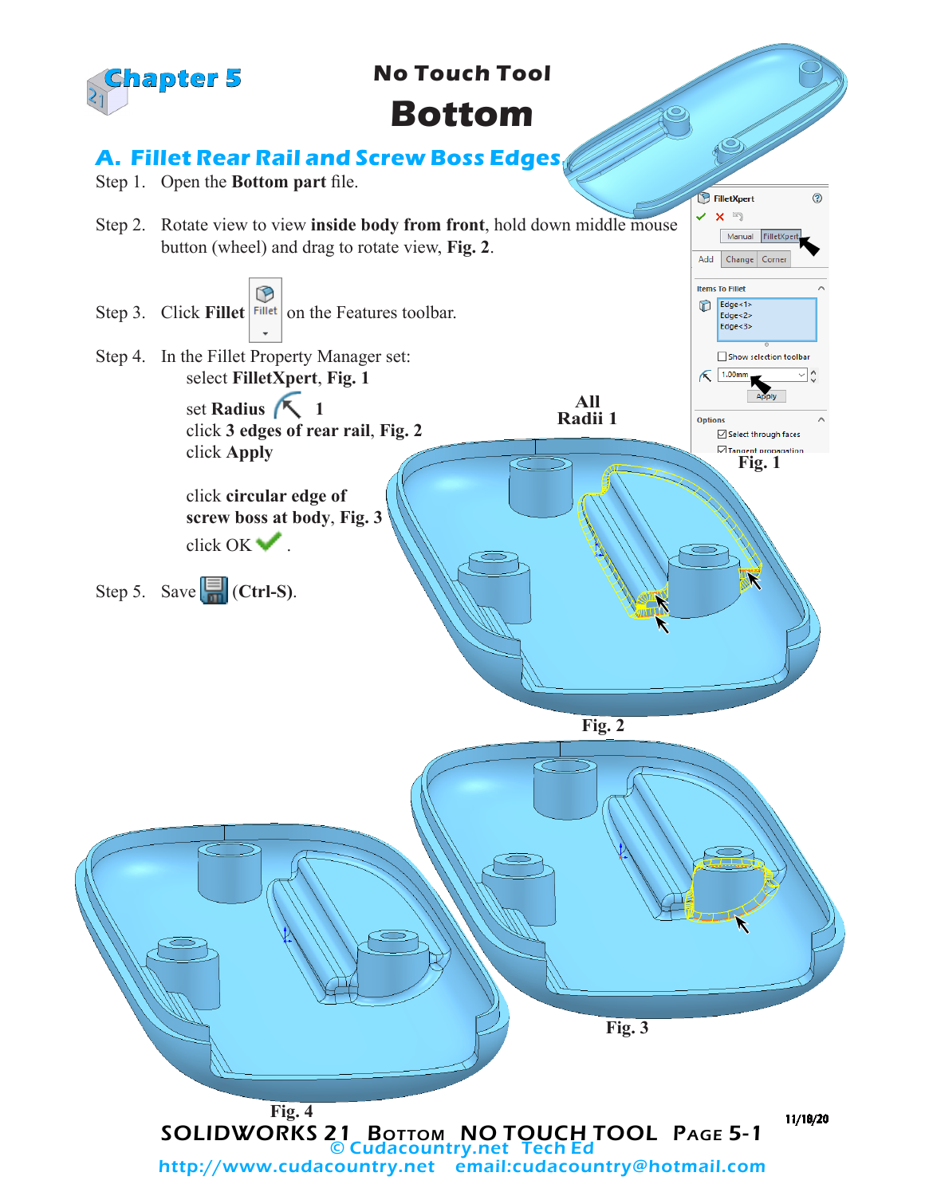Chapter 5

# No Touch Tool

# Bottom

## A. Fillet Rear Rail and Screw Boss Edges

Step 1. Open the **Bottom part** file.

Step 2. Rotate view to view **inside body from front**, hold down middle mouse button (wheel) and drag to rotate view, **Fig. 2**.

Step 3. Click **Fillet** on the Features toolbar.

Step 4. In the Fillet Property Manager set:

select **FilletXpert**, **Fig. 1**

set **Radius** **1**

click **3 edges of rear rail**, **Fig. 2**

click **Apply**

click **circular edge of screw boss at body**, **Fig. 3**

click OK .

Step 5. Save **(Ctrl-S)**.

**All Radii 1**

**Fig. 1**

**Fig. 2**

**Fig. 3**

**Fig. 4**

11/18/20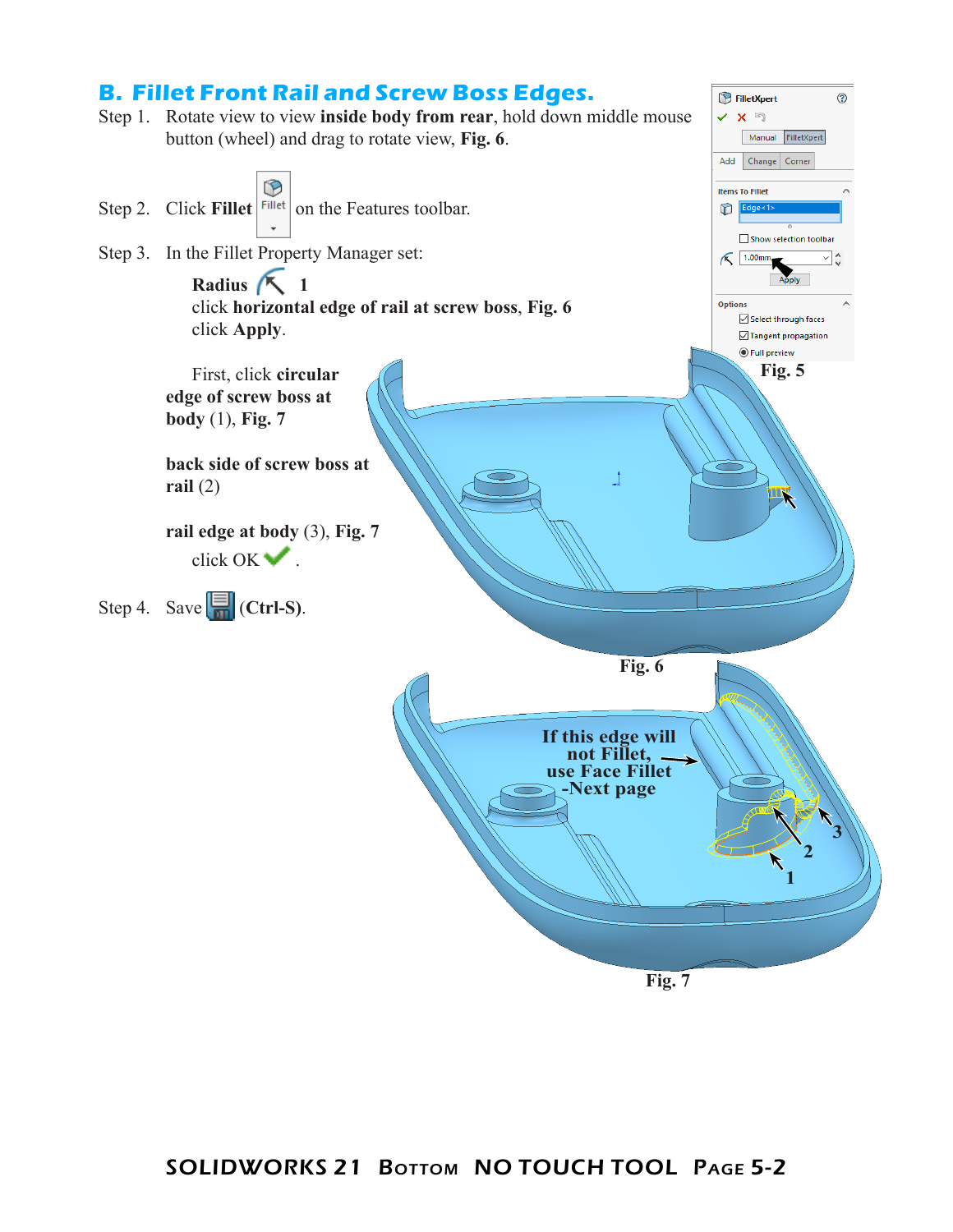## B. Fillet Front Rail and Screw Boss Edges.

Step 1. Rotate view to view **inside body from rear**, hold down middle mouse button (wheel) and drag to rotate view, **Fig. 6**.

Step 2. Click **Fillet** on the Features toolbar.

Step 3. In the Fillet Property Manager set:

**Radius** 1
click **horizontal edge of rail at screw boss, Fig. 6**
click **Apply**.

First, click **circular edge of screw boss at body** (1), **Fig. 7**

**back side of screw boss at rail** (2)

**rail edge at body** (3), **Fig. 7**

click OK .

Step 4. Save **(Ctrl-S)**.

Fig. 5

Fig. 6

If this edge will not Fillet, use Face Fillet -Next page

Fig. 7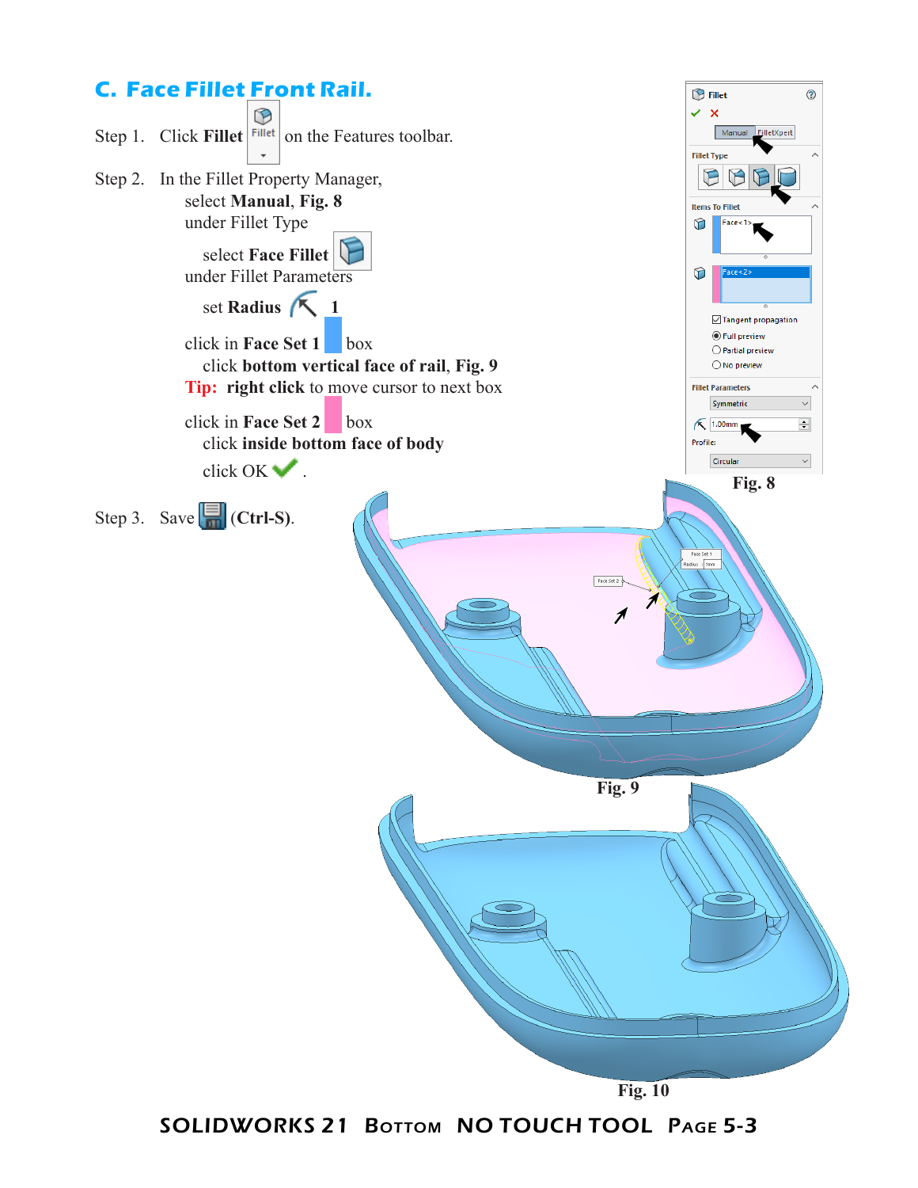## C. Face Fillet Front Rail.

Step 1. Click **Fillet** on the Features toolbar.

Step 2. In the Fillet Property Manager,

select **Manual**, **Fig. 8**
under Fillet Type

select **Face Fillet**
under Fillet Parameters

set **Radius** **1**

click in **Face Set 1** box

click **bottom vertical face of rail**, **Fig. 9**

**Tip:** **right click** to move cursor to next box

click in **Face Set 2** box

click **inside bottom face of body**

click OK .

Step 3. Save **(Ctrl-S)**.

Fillet
Manual FilletXpert
Fillet Type
Items To Fillet
Face<1>
Face<2>
Tangent propagation
Full preview
Partial preview
No preview
Fillet Parameters
Symmetric
1.00mm
Profile:
Circular

**Fig. 8**

Face Set 1
Radius: 1mm
Face Set 2

**Fig. 9**

**Fig. 10**